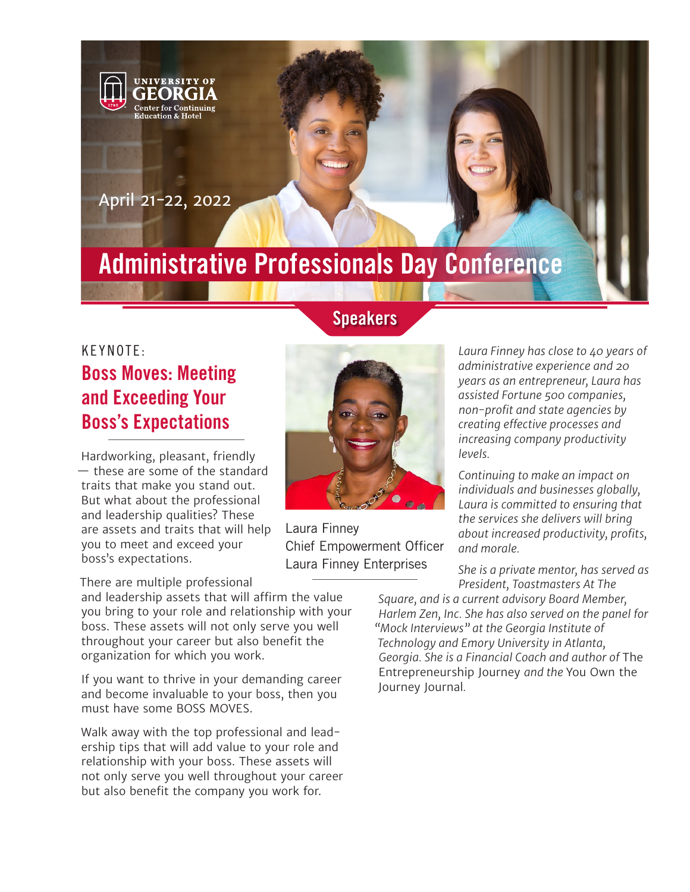UNIVERSITY OF GEORGIA
Center for Continuing Education & Hotel

April 21-22, 2022

# Administrative Professionals Day Conference

## Speakers

KEYNOTE:

### Boss Moves: Meeting and Exceeding Your Boss's Expectations

Hardworking, pleasant, friendly — these are some of the standard traits that make you stand out. But what about the professional and leadership qualities? These are assets and traits that will help you to meet and exceed your boss's expectations.

There are multiple professional and leadership assets that will affirm the value you bring to your role and relationship with your boss. These assets will not only serve you well throughout your career but also benefit the organization for which you work.

If you want to thrive in your demanding career and become invaluable to your boss, then you must have some BOSS MOVES.

Walk away with the top professional and leadership tips that will add value to your role and relationship with your boss. These assets will not only serve you well throughout your career but also benefit the company you work for.

Laura Finney
Chief Empowerment Officer
Laura Finney Enterprises

*Laura Finney has close to 40 years of administrative experience and 20 years as an entrepreneur, Laura has assisted Fortune 500 companies, non-profit and state agencies by creating effective processes and increasing company productivity levels.*

*Continuing to make an impact on individuals and businesses globally, Laura is committed to ensuring that the services she delivers will bring about increased productivity, profits, and morale.*

*She is a private mentor, has served as President, Toastmasters At The Square, and is a current advisory Board Member, Harlem Zen, Inc. She has also served on the panel for "Mock Interviews" at the Georgia Institute of Technology and Emory University in Atlanta, Georgia. She is a Financial Coach and author of* The Entrepreneurship Journey *and the* You Own the Journey Journal*.*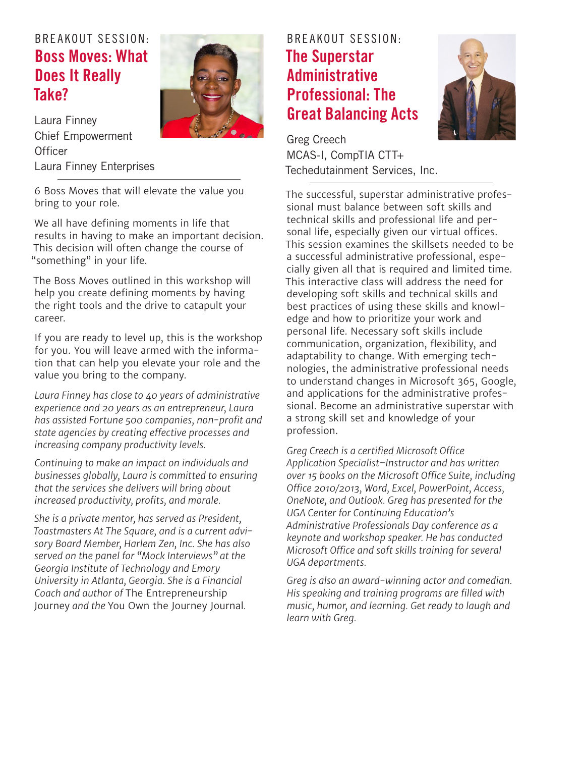BREAKOUT SESSION:

## Boss Moves: What Does It Really Take?

Laura Finney
Chief Empowerment Officer
Laura Finney Enterprises

6 Boss Moves that will elevate the value you bring to your role.

We all have defining moments in life that results in having to make an important decision. This decision will often change the course of "something" in your life.

The Boss Moves outlined in this workshop will help you create defining moments by having the right tools and the drive to catapult your career.

If you are ready to level up, this is the workshop for you. You will leave armed with the information that can help you elevate your role and the value you bring to the company.

*Laura Finney has close to 40 years of administrative experience and 20 years as an entrepreneur, Laura has assisted Fortune 500 companies, non-profit and state agencies by creating effective processes and increasing company productivity levels.*

*Continuing to make an impact on individuals and businesses globally, Laura is committed to ensuring that the services she delivers will bring about increased productivity, profits, and morale.*

*She is a private mentor, has served as President, Toastmasters At The Square, and is a current advisory Board Member, Harlem Zen, Inc. She has also served on the panel for "Mock Interviews" at the Georgia Institute of Technology and Emory University in Atlanta, Georgia. She is a Financial Coach and author of* The Entrepreneurship Journey *and the* You Own the Journey Journal.

BREAKOUT SESSION:

## The Superstar Administrative Professional: The Great Balancing Acts

Greg Creech
MCAS-I, CompTIA CTT+
Techedutainment Services, Inc.

The successful, superstar administrative professional must balance between soft skills and technical skills and professional life and personal life, especially given our virtual offices. This session examines the skillsets needed to be a successful administrative professional, especially given all that is required and limited time. This interactive class will address the need for developing soft skills and technical skills and best practices of using these skills and knowledge and how to prioritize your work and personal life. Necessary soft skills include communication, organization, flexibility, and adaptability to change. With emerging technologies, the administrative professional needs to understand changes in Microsoft 365, Google, and applications for the administrative professional. Become an administrative superstar with a strong skill set and knowledge of your profession.

*Greg Creech is a certified Microsoft Office Application Specialist–Instructor and has written over 15 books on the Microsoft Office Suite, including Office 2010/2013, Word, Excel, PowerPoint, Access, OneNote, and Outlook. Greg has presented for the UGA Center for Continuing Education's Administrative Professionals Day conference as a keynote and workshop speaker. He has conducted Microsoft Office and soft skills training for several UGA departments.*

*Greg is also an award-winning actor and comedian. His speaking and training programs are filled with music, humor, and learning. Get ready to laugh and learn with Greg.*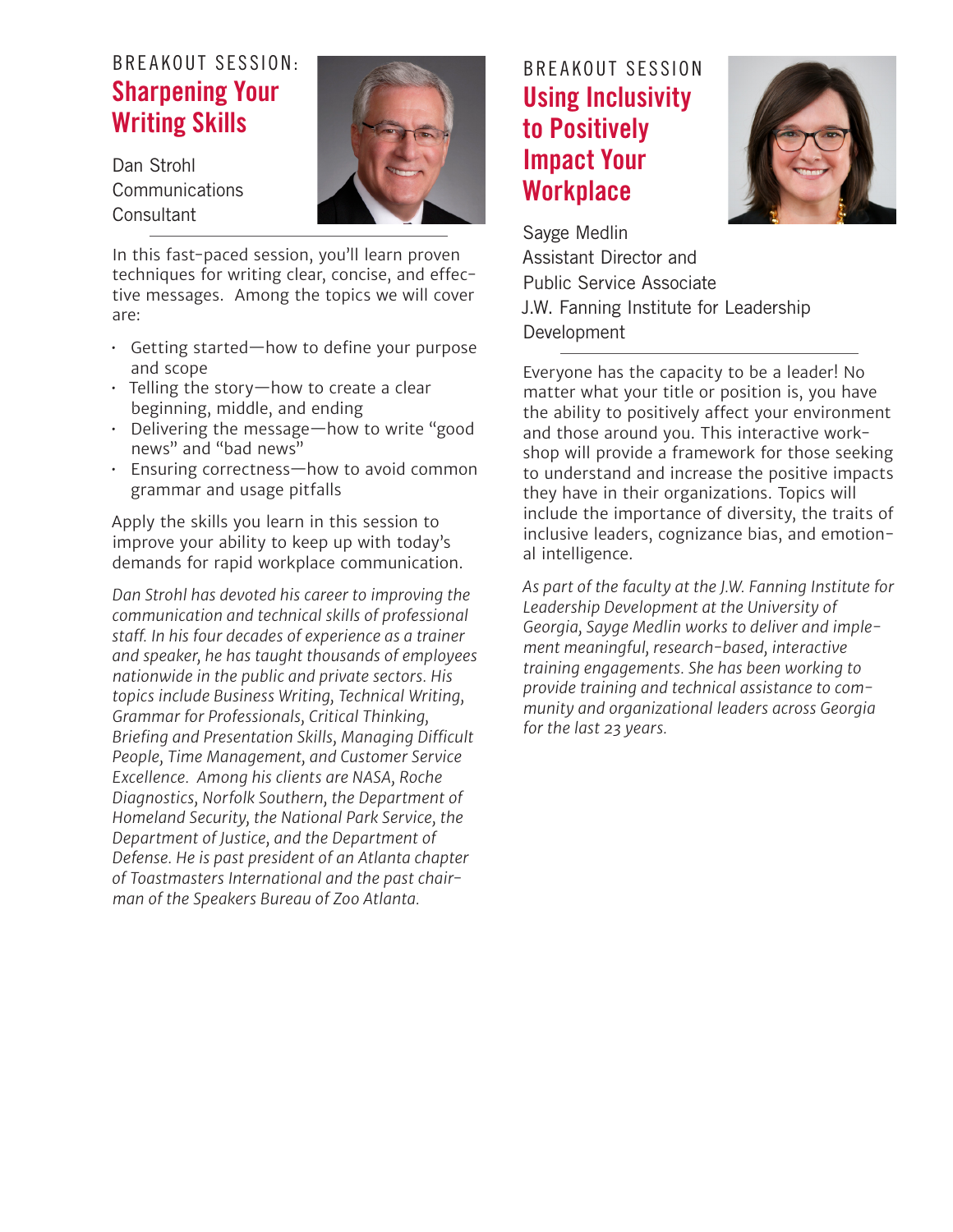BREAKOUT SESSION:

## Sharpening Your Writing Skills

Dan Strohl
Communications Consultant

In this fast-paced session, you'll learn proven techniques for writing clear, concise, and effective messages. Among the topics we will cover are:

- Getting started—how to define your purpose and scope
- Telling the story—how to create a clear beginning, middle, and ending
- Delivering the message—how to write "good news" and "bad news"
- Ensuring correctness—how to avoid common grammar and usage pitfalls

Apply the skills you learn in this session to improve your ability to keep up with today's demands for rapid workplace communication.

*Dan Strohl has devoted his career to improving the communication and technical skills of professional staff. In his four decades of experience as a trainer and speaker, he has taught thousands of employees nationwide in the public and private sectors. His topics include Business Writing, Technical Writing, Grammar for Professionals, Critical Thinking, Briefing and Presentation Skills, Managing Difficult People, Time Management, and Customer Service Excellence. Among his clients are NASA, Roche Diagnostics, Norfolk Southern, the Department of Homeland Security, the National Park Service, the Department of Justice, and the Department of Defense. He is past president of an Atlanta chapter of Toastmasters International and the past chairman of the Speakers Bureau of Zoo Atlanta.*

BREAKOUT SESSION

## Using Inclusivity to Positively Impact Your Workplace

Sayge Medlin
Assistant Director and
Public Service Associate
J.W. Fanning Institute for Leadership Development

Everyone has the capacity to be a leader! No matter what your title or position is, you have the ability to positively affect your environment and those around you. This interactive workshop will provide a framework for those seeking to understand and increase the positive impacts they have in their organizations. Topics will include the importance of diversity, the traits of inclusive leaders, cognizance bias, and emotional intelligence.

*As part of the faculty at the J.W. Fanning Institute for Leadership Development at the University of Georgia, Sayge Medlin works to deliver and implement meaningful, research-based, interactive training engagements. She has been working to provide training and technical assistance to community and organizational leaders across Georgia for the last 23 years.*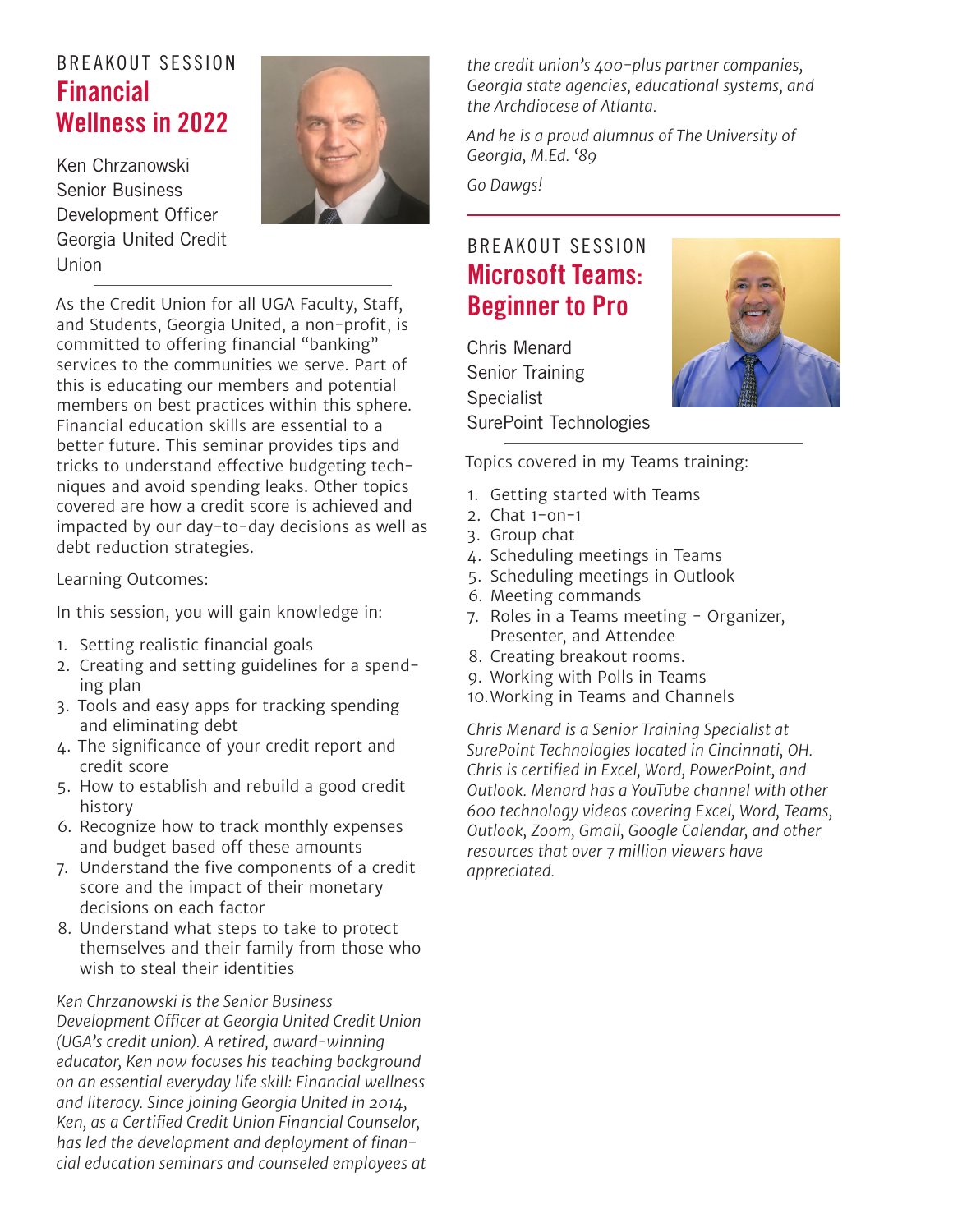BREAKOUT SESSION

## Financial Wellness in 2022

Ken Chrzanowski
Senior Business Development Officer
Georgia United Credit Union

As the Credit Union for all UGA Faculty, Staff, and Students, Georgia United, a non-profit, is committed to offering financial "banking" services to the communities we serve. Part of this is educating our members and potential members on best practices within this sphere. Financial education skills are essential to a better future. This seminar provides tips and tricks to understand effective budgeting techniques and avoid spending leaks. Other topics covered are how a credit score is achieved and impacted by our day-to-day decisions as well as debt reduction strategies.

Learning Outcomes:

In this session, you will gain knowledge in:

1. Setting realistic financial goals
2. Creating and setting guidelines for a spending plan
3. Tools and easy apps for tracking spending and eliminating debt
4. The significance of your credit report and credit score
5. How to establish and rebuild a good credit history
6. Recognize how to track monthly expenses and budget based off these amounts
7. Understand the five components of a credit score and the impact of their monetary decisions on each factor
8. Understand what steps to take to protect themselves and their family from those who wish to steal their identities

*Ken Chrzanowski is the Senior Business Development Officer at Georgia United Credit Union (UGA's credit union). A retired, award-winning educator, Ken now focuses his teaching background on an essential everyday life skill: Financial wellness and literacy. Since joining Georgia United in 2014, Ken, as a Certified Credit Union Financial Counselor, has led the development and deployment of financial education seminars and counseled employees at the credit union's 400-plus partner companies, Georgia state agencies, educational systems, and the Archdiocese of Atlanta.*

*And he is a proud alumnus of The University of Georgia, M.Ed. '89*

*Go Dawgs!*

BREAKOUT SESSION

## Microsoft Teams: Beginner to Pro

Chris Menard
Senior Training Specialist
SurePoint Technologies

Topics covered in my Teams training:

1. Getting started with Teams
2. Chat 1-on-1
3. Group chat
4. Scheduling meetings in Teams
5. Scheduling meetings in Outlook
6. Meeting commands
7. Roles in a Teams meeting - Organizer, Presenter, and Attendee
8. Creating breakout rooms.
9. Working with Polls in Teams
10. Working in Teams and Channels

*Chris Menard is a Senior Training Specialist at SurePoint Technologies located in Cincinnati, OH. Chris is certified in Excel, Word, PowerPoint, and Outlook. Menard has a YouTube channel with other 600 technology videos covering Excel, Word, Teams, Outlook, Zoom, Gmail, Google Calendar, and other resources that over 7 million viewers have appreciated.*